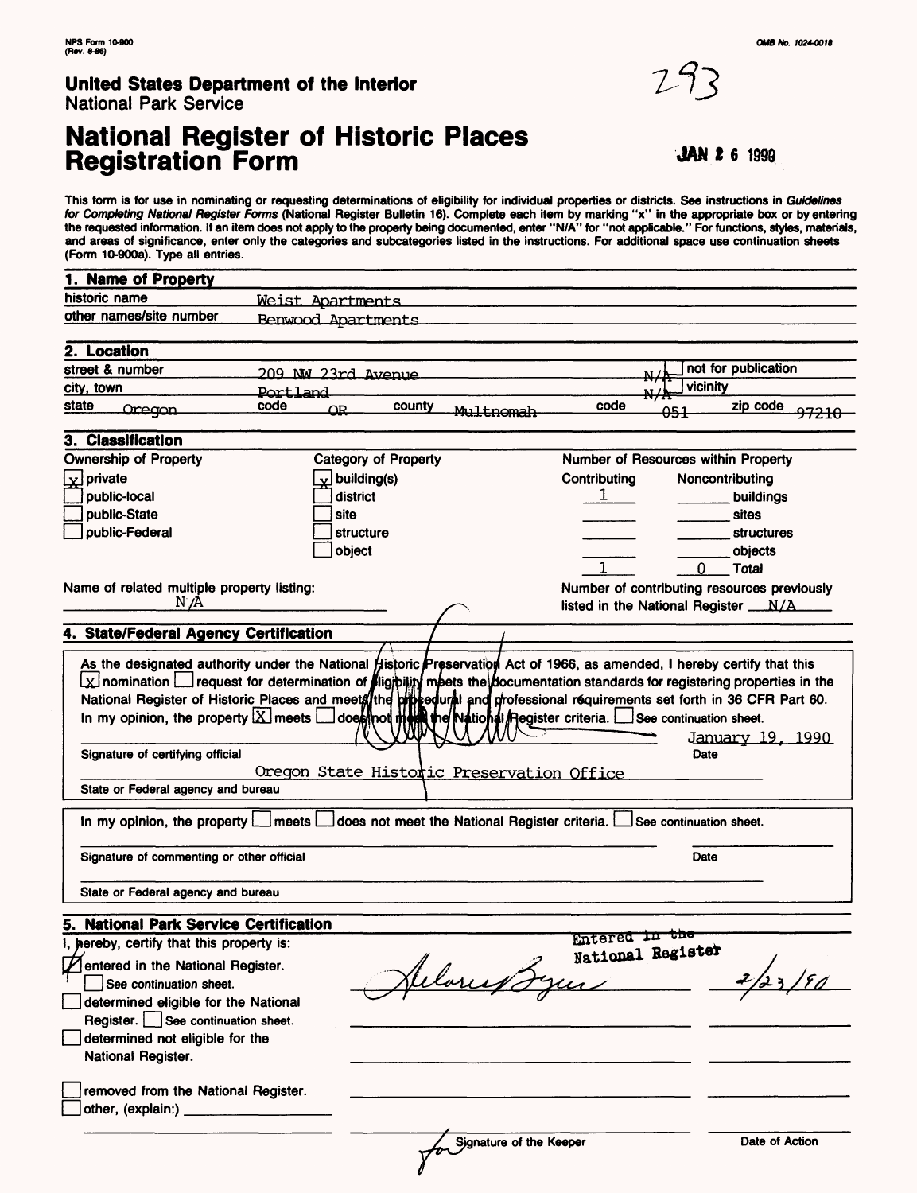NPS Form 10-900
(Rev. 8-86)

OMB No. 1024-0018

**United States Department of the Interior**
National Park Service

293

# National Register of Historic Places Registration Form

JAN 26 1990

This form is for use in nominating or requesting determinations of eligibility for individual properties or districts. See instructions in *Guidelines for Completing National Register Forms* (National Register Bulletin 16). Complete each item by marking "x" in the appropriate box or by entering the requested information. If an item does not apply to the property being documented, enter "N/A" for "not applicable." For functions, styles, materials, and areas of significance, enter only the categories and subcategories listed in the instructions. For additional space use continuation sheets (Form 10-900a). Type all entries.

## 1. Name of Property

historic name: Weist Apartments
other names/site number: Benwood Apartments

## 2. Location

street & number: 209 NW 23rd Avenue — N/A [ ] not for publication
city, town: Portland — N/A [ ] vicinity
state: Oregon code: OR county: Multnomah code: 051 zip code: 97210

## 3. Classification

| Ownership of Property | Category of Property | Number of Resources within Property | | |
|---|---|---|---|---|
| | | Contributing | Noncontributing | |
| [x] private | [x] building(s) | 1 | | buildings |
| [ ] public-local | [ ] district | | | sites |
| [ ] public-State | [ ] site | | | structures |
| [ ] public-Federal | [ ] structure | | | objects |
| | [ ] object | 1 | 0 | Total |

Name of related multiple property listing: N/A

Number of contributing resources previously listed in the National Register: N/A

## 4. State/Federal Agency Certification

As the designated authority under the National Historic Preservation Act of 1966, as amended, I hereby certify that this [x] nomination [ ] request for determination of eligibility meets the documentation standards for registering properties in the National Register of Historic Places and meets the procedural and professional requirements set forth in 36 CFR Part 60. In my opinion, the property [x] meets [ ] does not meet the National Register criteria. [ ] See continuation sheet.

Signature of certifying official — Date: January 19, 1990

State or Federal agency and bureau: Oregon State Historic Preservation Office

In my opinion, the property [ ] meets [ ] does not meet the National Register criteria. [ ] See continuation sheet.

Signature of commenting or other official — Date

State or Federal agency and bureau

## 5. National Park Service Certification

I, hereby, certify that this property is:

- [x] entered in the National Register. [ ] See continuation sheet.
- [ ] determined eligible for the National Register. [ ] See continuation sheet.
- [ ] determined not eligible for the National Register.
- [ ] removed from the National Register.
- [ ] other, (explain:) ____________

Entered in the National Register — Delores Byers — 2/23/90

for Signature of the Keeper — Date of Action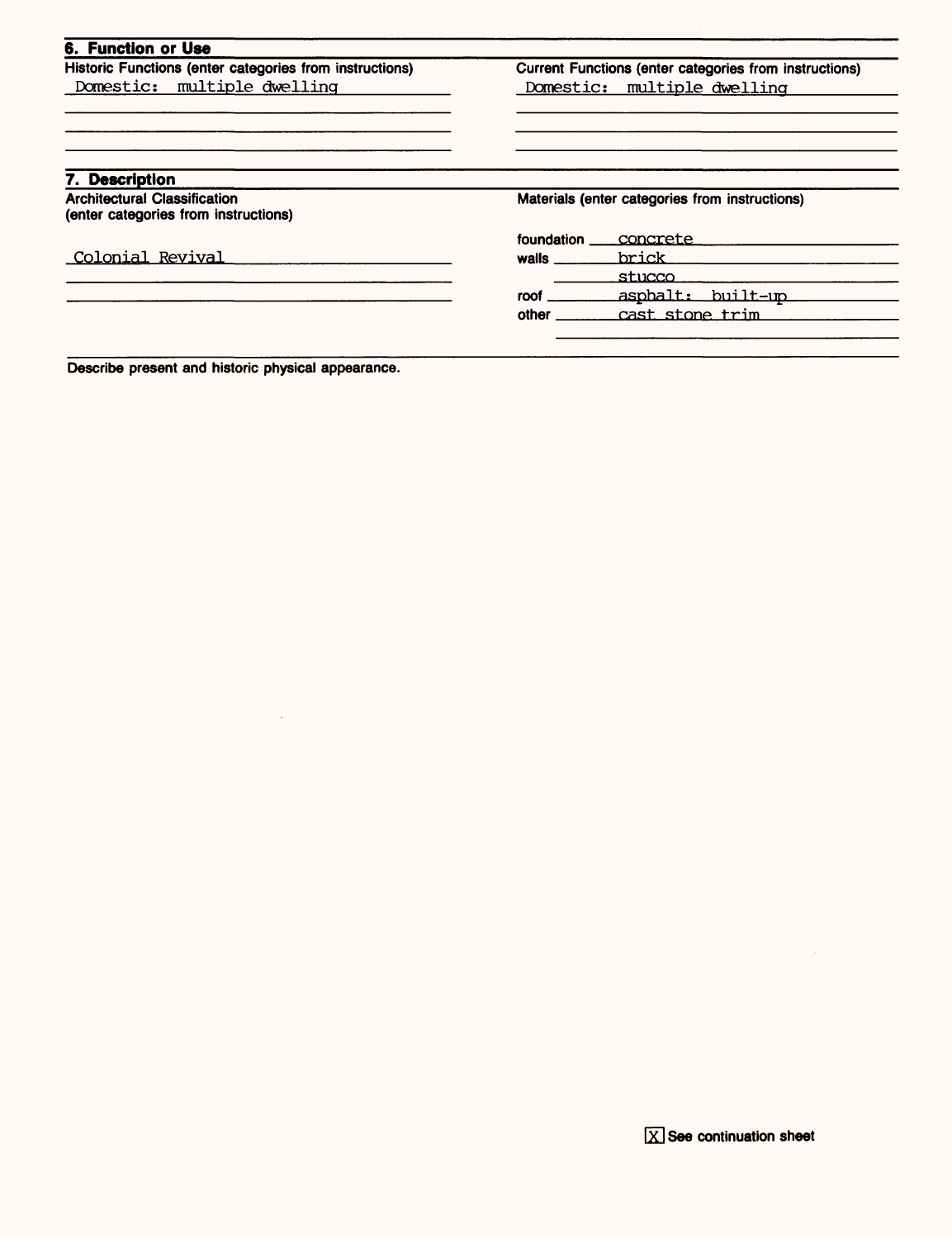## 6. Function or Use

| Historic Functions (enter categories from instructions) | Current Functions (enter categories from instructions) |
| --- | --- |
| Domestic: multiple dwelling | Domestic: multiple dwelling |

## 7. Description

**Architectural Classification**
(enter categories from instructions)

Colonial Revival

**Materials** (enter categories from instructions)

foundation: concrete
walls: brick
stucco
roof: asphalt: built-up
other: cast stone trim

**Describe present and historic physical appearance.**

[X] See continuation sheet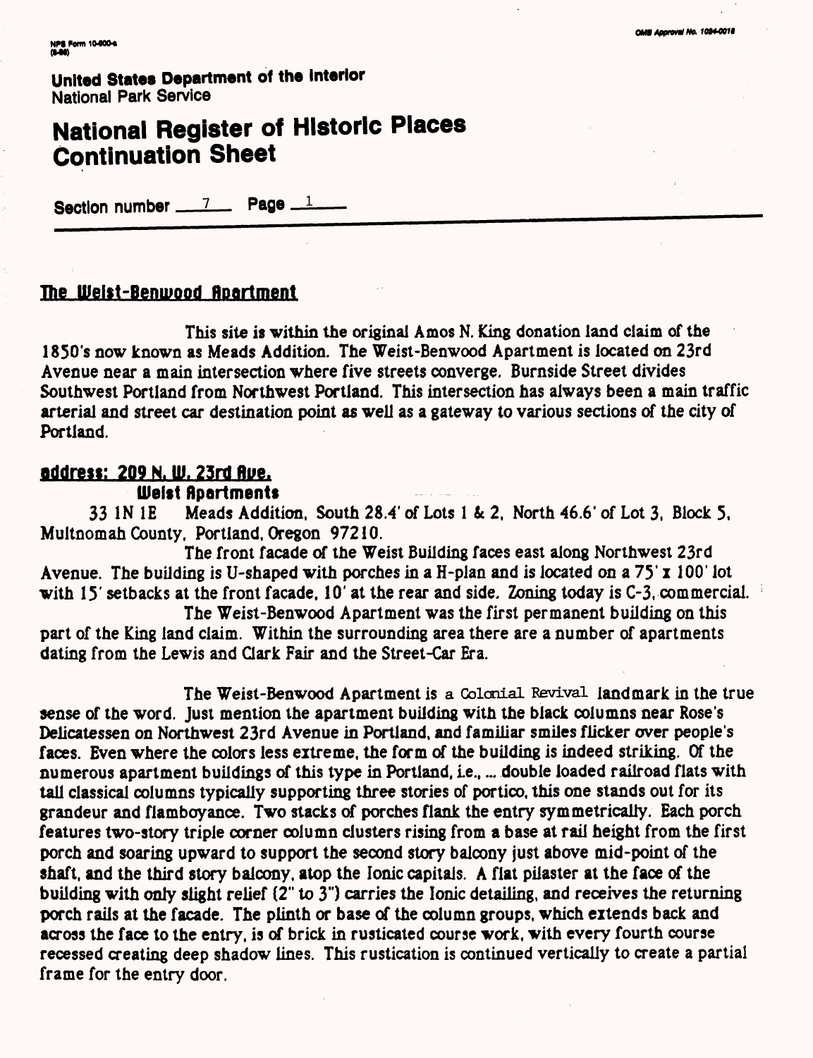**United States Department of the Interior**
National Park Service

# National Register of Historic Places Continuation Sheet

Section number 7 Page 1

## The Weist-Benwood Apartment

This site is within the original Amos N. King donation land claim of the 1850's now known as Meads Addition. The Weist-Benwood Apartment is located on 23rd Avenue near a main intersection where five streets converge. Burnside Street divides Southwest Portland from Northwest Portland. This intersection has always been a main traffic arterial and street car destination point as well as a gateway to various sections of the city of Portland.

### address: 209 N. W. 23rd Ave.

**Weist Apartments**

33 1N 1E Meads Addition, South 28.4' of Lots 1 & 2, North 46.6' of Lot 3, Block 5, Multnomah County, Portland, Oregon 97210.

The front facade of the Weist Building faces east along Northwest 23rd Avenue. The building is U-shaped with porches in a H-plan and is located on a 75' x 100' lot with 15' setbacks at the front facade, 10' at the rear and side. Zoning today is C-3, commercial.

The Weist-Benwood Apartment was the first permanent building on this part of the King land claim. Within the surrounding area there are a number of apartments dating from the Lewis and Clark Fair and the Street-Car Era.

The Weist-Benwood Apartment is a Colonial Revival landmark in the true sense of the word. Just mention the apartment building with the black columns near Rose's Delicatessen on Northwest 23rd Avenue in Portland, and familiar smiles flicker over people's faces. Even where the colors less extreme, the form of the building is indeed striking. Of the numerous apartment buildings of this type in Portland, i.e., ... double loaded railroad flats with tall classical columns typically supporting three stories of portico, this one stands out for its grandeur and flamboyance. Two stacks of porches flank the entry symmetrically. Each porch features two-story triple corner column clusters rising from a base at rail height from the first porch and soaring upward to support the second story balcony just above mid-point of the shaft, and the third story balcony, atop the Ionic capitals. A flat pilaster at the face of the building with only slight relief (2" to 3") carries the Ionic detailing, and receives the returning porch rails at the facade. The plinth or base of the column groups, which extends back and across the face to the entry, is of brick in rusticated course work, with every fourth course recessed creating deep shadow lines. This rustication is continued vertically to create a partial frame for the entry door.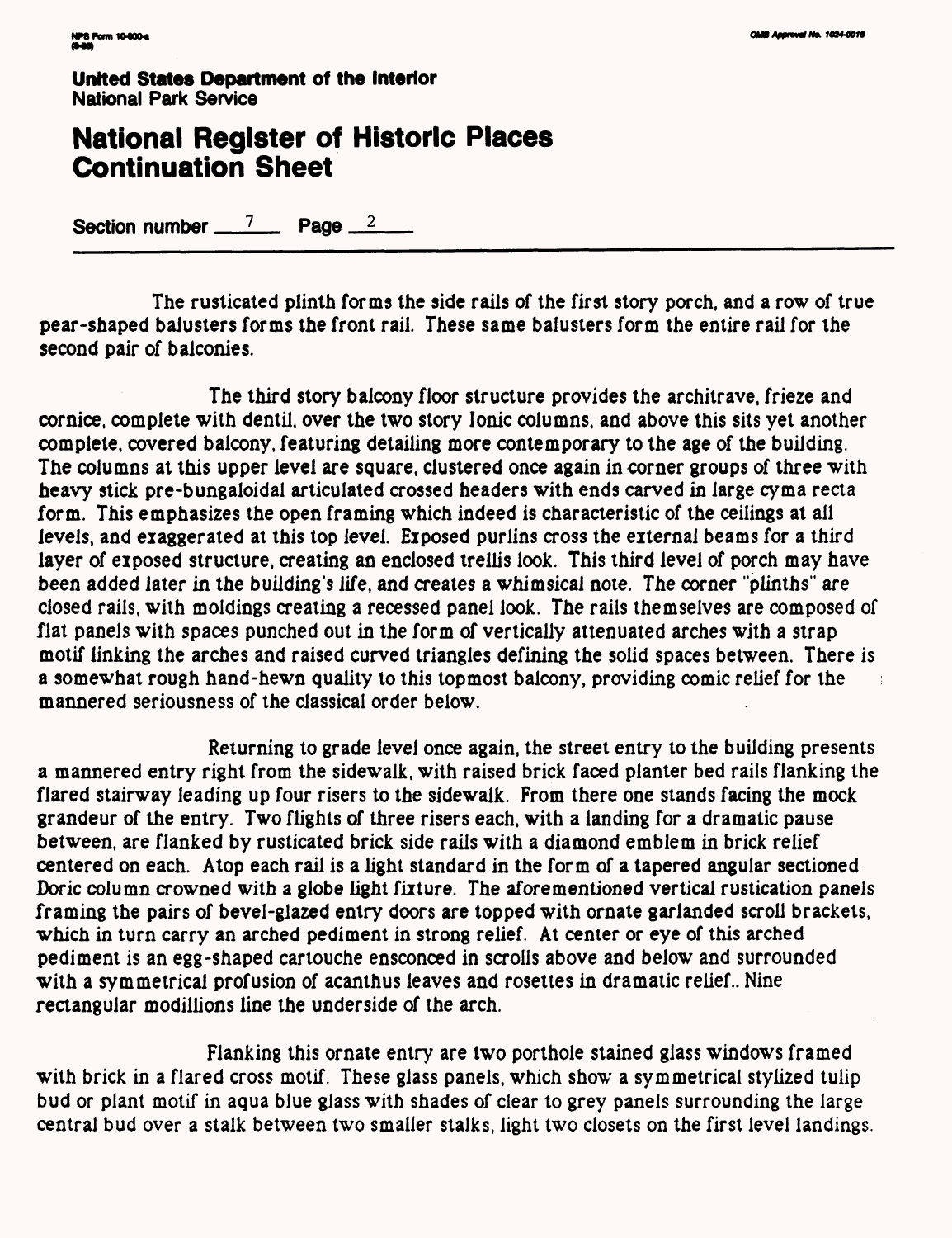**United States Department of the Interior**
**National Park Service**

# National Register of Historic Places Continuation Sheet

Section number 7 Page 2

The rusticated plinth forms the side rails of the first story porch, and a row of true pear-shaped balusters forms the front rail. These same balusters form the entire rail for the second pair of balconies.

The third story balcony floor structure provides the architrave, frieze and cornice, complete with dentil, over the two story Ionic columns, and above this sits yet another complete, covered balcony, featuring detailing more contemporary to the age of the building. The columns at this upper level are square, clustered once again in corner groups of three with heavy stick pre-bungaloidal articulated crossed headers with ends carved in large cyma recta form. This emphasizes the open framing which indeed is characteristic of the ceilings at all levels, and exaggerated at this top level. Exposed purlins cross the external beams for a third layer of exposed structure, creating an enclosed trellis look. This third level of porch may have been added later in the building's life, and creates a whimsical note. The corner "plinths" are closed rails, with moldings creating a recessed panel look. The rails themselves are composed of flat panels with spaces punched out in the form of vertically attenuated arches with a strap motif linking the arches and raised curved triangles defining the solid spaces between. There is a somewhat rough hand-hewn quality to this topmost balcony, providing comic relief for the mannered seriousness of the classical order below.

Returning to grade level once again, the street entry to the building presents a mannered entry right from the sidewalk, with raised brick faced planter bed rails flanking the flared stairway leading up four risers to the sidewalk. From there one stands facing the mock grandeur of the entry. Two flights of three risers each, with a landing for a dramatic pause between, are flanked by rusticated brick side rails with a diamond emblem in brick relief centered on each. Atop each rail is a light standard in the form of a tapered angular sectioned Doric column crowned with a globe light fixture. The aforementioned vertical rustication panels framing the pairs of bevel-glazed entry doors are topped with ornate garlanded scroll brackets, which in turn carry an arched pediment in strong relief. At center or eye of this arched pediment is an egg-shaped cartouche ensconced in scrolls above and below and surrounded with a symmetrical profusion of acanthus leaves and rosettes in dramatic relief.. Nine rectangular modillions line the underside of the arch.

Flanking this ornate entry are two porthole stained glass windows framed with brick in a flared cross motif. These glass panels, which show a symmetrical stylized tulip bud or plant motif in aqua blue glass with shades of clear to grey panels surrounding the large central bud over a stalk between two smaller stalks, light two closets on the first level landings.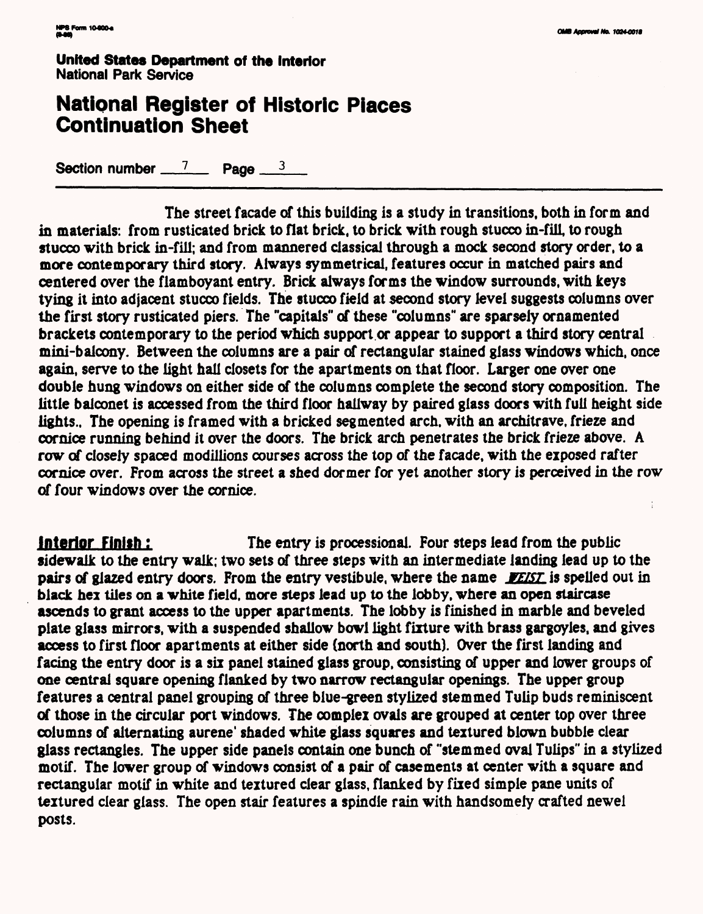United States Department of the Interior
National Park Service

# National Register of Historic Places Continuation Sheet

Section number 7 Page 3

The street facade of this building is a study in transitions, both in form and in materials: from rusticated brick to flat brick, to brick with rough stucco in-fill, to rough stucco with brick in-fill; and from mannered classical through a mock second story order, to a more contemporary third story. Always symmetrical, features occur in matched pairs and centered over the flamboyant entry. Brick always forms the window surrounds, with keys tying it into adjacent stucco fields. The stucco field at second story level suggests columns over the first story rusticated piers. The "capitals" of these "columns" are sparsely ornamented brackets contemporary to the period which support or appear to support a third story central mini-balcony. Between the columns are a pair of rectangular stained glass windows which, once again, serve to the light hall closets for the apartments on that floor. Larger one over one double hung windows on either side of the columns complete the second story composition. The little balconet is accessed from the third floor hallway by paired glass doors with full height side lights.. The opening is framed with a bricked segmented arch, with an architrave, frieze and cornice running behind it over the doors. The brick arch penetrates the brick frieze above. A row of closely spaced modillions courses across the top of the facade, with the exposed rafter cornice over. From across the street a shed dormer for yet another story is perceived in the row of four windows over the cornice.

**Interior Finish:** The entry is processional. Four steps lead from the public sidewalk to the entry walk; two sets of three steps with an intermediate landing lead up to the pairs of glazed entry doors. From the entry vestibule, where the name *FEIST* is spelled out in black hex tiles on a white field, more steps lead up to the lobby, where an open staircase ascends to grant access to the upper apartments. The lobby is finished in marble and beveled plate glass mirrors, with a suspended shallow bowl light fixture with brass gargoyles, and gives access to first floor apartments at either side (north and south). Over the first landing and facing the entry door is a six panel stained glass group, consisting of upper and lower groups of one central square opening flanked by two narrow rectangular openings. The upper group features a central panel grouping of three blue-green stylized stemmed Tulip buds reminiscent of those in the circular port windows. The complex ovals are grouped at center top over three columns of alternating aurene' shaded white glass squares and textured blown bubble clear glass rectangles. The upper side panels contain one bunch of "stemmed oval Tulips" in a stylized motif. The lower group of windows consist of a pair of casements at center with a square and rectangular motif in white and textured clear glass, flanked by fixed simple pane units of textured clear glass. The open stair features a spindle rain with handsomely crafted newel posts.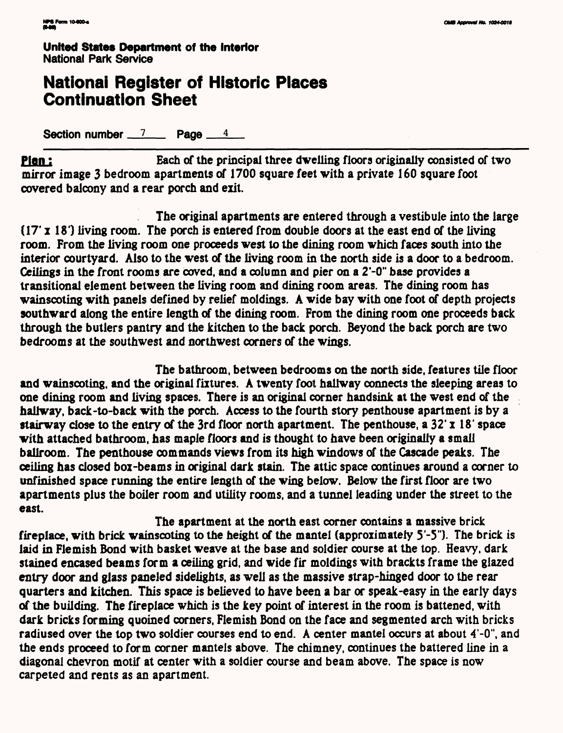United States Department of the Interior
National Park Service

# National Register of Historic Places Continuation Sheet

Section number 7 Page 4

**Plan:** Each of the principal three dwelling floors originally consisted of two mirror image 3 bedroom apartments of 1700 square feet with a private 160 square foot covered balcony and a rear porch and exit.

The original apartments are entered through a vestibule into the large (17' x 18') living room. The porch is entered from double doors at the east end of the living room. From the living room one proceeds west to the dining room which faces south into the interior courtyard. Also to the west of the living room in the north side is a door to a bedroom. Ceilings in the front rooms are coved, and a column and pier on a 2'-0" base provides a transitional element between the living room and dining room areas. The dining room has wainscoting with panels defined by relief moldings. A wide bay with one foot of depth projects southward along the entire length of the dining room. From the dining room one proceeds back through the butlers pantry and the kitchen to the back porch. Beyond the back porch are two bedrooms at the southwest and northwest corners of the wings.

The bathroom, between bedrooms on the north side, features tile floor and wainscoting, and the original fixtures. A twenty foot hallway connects the sleeping areas to one dining room and living spaces. There is an original corner handsink at the west end of the hallway, back-to-back with the porch. Access to the fourth story penthouse apartment is by a stairway close to the entry of the 3rd floor north apartment. The penthouse, a 32' x 18' space with attached bathroom, has maple floors and is thought to have been originally a small ballroom. The penthouse commands views from its high windows of the Cascade peaks. The ceiling has closed box-beams in original dark stain. The attic space continues around a corner to unfinished space running the entire length of the wing below. Below the first floor are two apartments plus the boiler room and utility rooms, and a tunnel leading under the street to the east.

The apartment at the north east corner contains a massive brick fireplace, with brick wainscoting to the height of the mantel (approximately 5'-5"). The brick is laid in Flemish Bond with basket weave at the base and soldier course at the top. Heavy, dark stained encased beams form a ceiling grid, and wide fir moldings with brackts frame the glazed entry door and glass paneled sidelights, as well as the massive strap-hinged door to the rear quarters and kitchen. This space is believed to have been a bar or speak-easy in the early days of the building. The fireplace which is the key point of interest in the room is battened, with dark bricks forming quoined corners, Flemish Bond on the face and segmented arch with bricks radiused over the top two soldier courses end to end. A center mantel occurs at about 4'-0", and the ends proceed to form corner mantels above. The chimney, continues the battered line in a diagonal chevron motif at center with a soldier course and beam above. The space is now carpeted and rents as an apartment.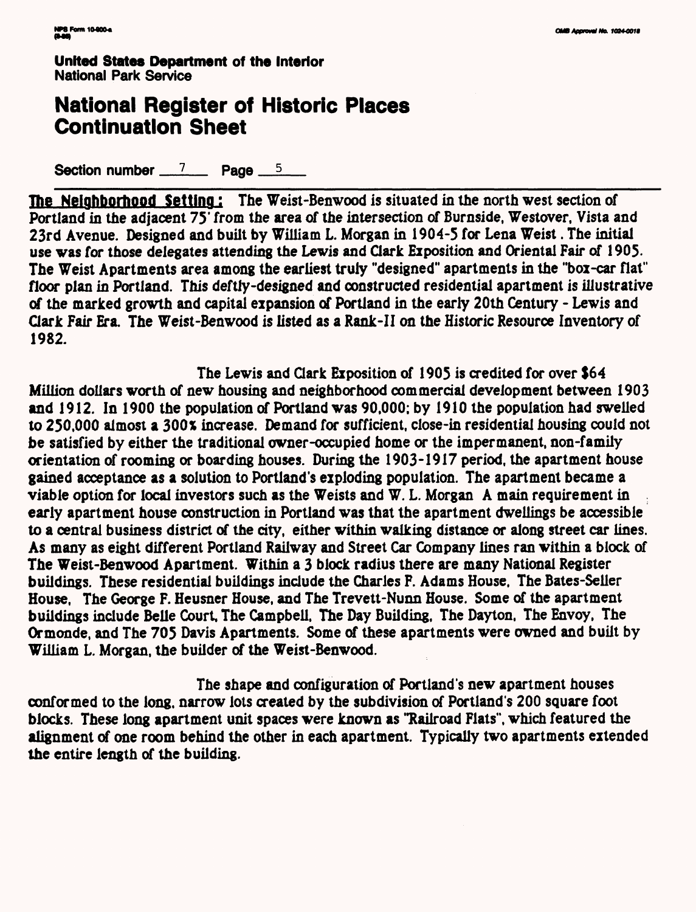United States Department of the Interior
National Park Service

# National Register of Historic Places Continuation Sheet

Section number 7 Page 5

**The Neighborhood Setting:** The Weist-Benwood is situated in the north west section of Portland in the adjacent 75' from the area of the intersection of Burnside, Westover, Vista and 23rd Avenue. Designed and built by William L. Morgan in 1904-5 for Lena Weist . The initial use was for those delegates attending the Lewis and Clark Exposition and Oriental Fair of 1905. The Weist Apartments area among the earliest truly "designed" apartments in the "box-car flat" floor plan in Portland. This deftly-designed and constructed residential apartment is illustrative of the marked growth and capital expansion of Portland in the early 20th Century - Lewis and Clark Fair Era. The Weist-Benwood is listed as a Rank-II on the Historic Resource Inventory of 1982.

The Lewis and Clark Exposition of 1905 is credited for over $64 Million dollars worth of new housing and neighborhood commercial development between 1903 and 1912. In 1900 the population of Portland was 90,000; by 1910 the population had swelled to 250,000 almost a 300% increase. Demand for sufficient, close-in residential housing could not be satisfied by either the traditional owner-occupied home or the impermanent, non-family orientation of rooming or boarding houses. During the 1903-1917 period, the apartment house gained acceptance as a solution to Portland's exploding population. The apartment became a viable option for local investors such as the Weists and W. L. Morgan A main requirement in early apartment house construction in Portland was that the apartment dwellings be accessible to a central business district of the city, either within walking distance or along street car lines. As many as eight different Portland Railway and Street Car Company lines ran within a block of The Weist-Benwood Apartment. Within a 3 block radius there are many National Register buildings. These residential buildings include the Charles F. Adams House, The Bates-Seller House, The George F. Heusner House, and The Trevett-Nunn House. Some of the apartment buildings include Belle Court, The Campbell, The Day Building, The Dayton, The Envoy, The Ormonde, and The 705 Davis Apartments. Some of these apartments were owned and built by William L. Morgan, the builder of the Weist-Benwood.

The shape and configuration of Portland's new apartment houses conformed to the long, narrow lots created by the subdivision of Portland's 200 square foot blocks. These long apartment unit spaces were known as "Railroad Flats", which featured the alignment of one room behind the other in each apartment. Typically two apartments extended the entire length of the building.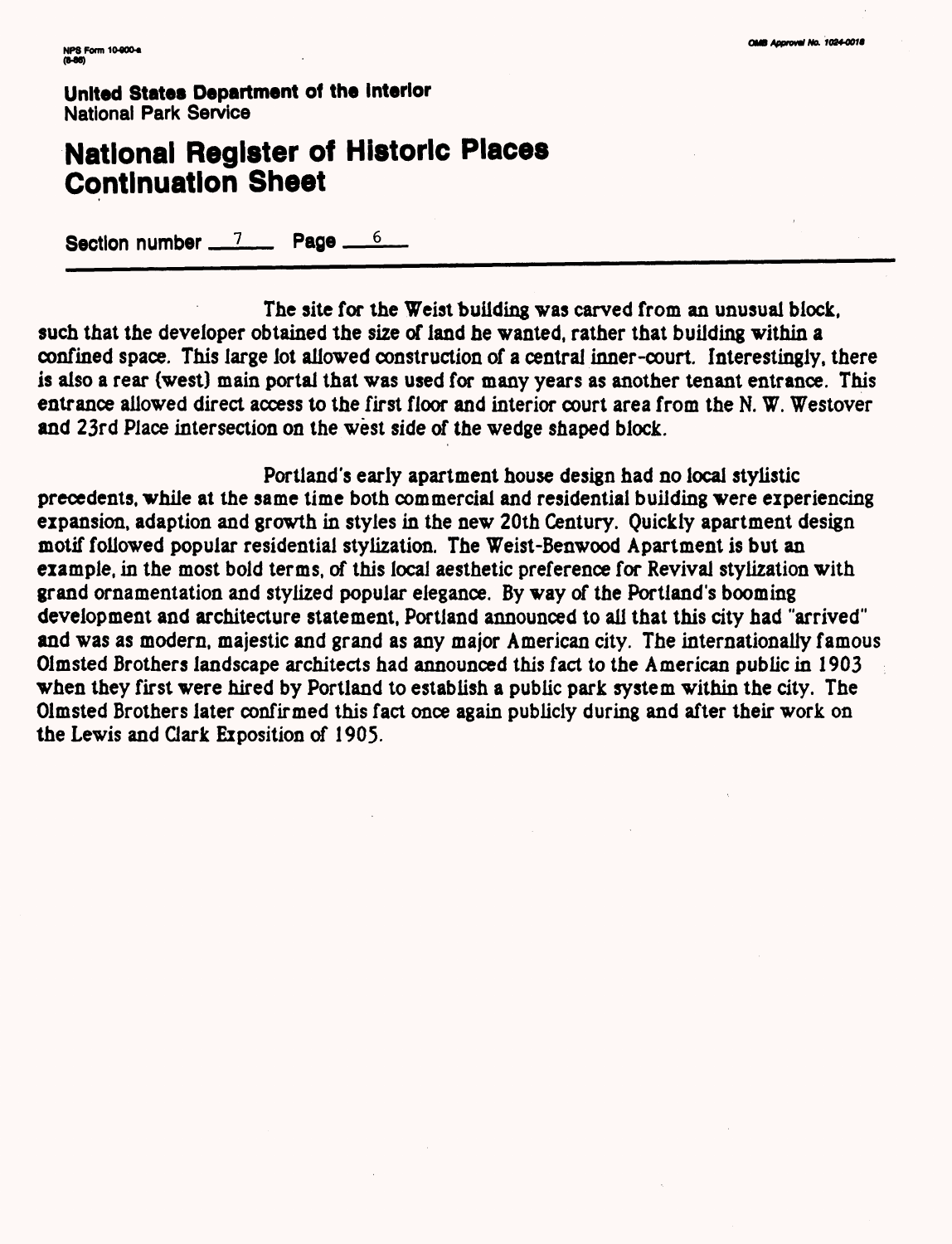NPS Form 10-900-a
(8-86)

OMB Approval No. 1024-0018

**United States Department of the Interior**
National Park Service

# National Register of Historic Places Continuation Sheet

Section number 7 Page 6

The site for the Weist building was carved from an unusual block, such that the developer obtained the size of land he wanted, rather that building within a confined space. This large lot allowed construction of a central inner-court. Interestingly, there is also a rear (west) main portal that was used for many years as another tenant entrance. This entrance allowed direct access to the first floor and interior court area from the N. W. Westover and 23rd Place intersection on the west side of the wedge shaped block.

Portland's early apartment house design had no local stylistic precedents, while at the same time both commercial and residential building were experiencing expansion, adaption and growth in styles in the new 20th Century. Quickly apartment design motif followed popular residential stylization. The Weist-Benwood Apartment is but an example, in the most bold terms, of this local aesthetic preference for Revival stylization with grand ornamentation and stylized popular elegance. By way of the Portland's booming development and architecture statement, Portland announced to all that this city had "arrived" and was as modern, majestic and grand as any major American city. The internationally famous Olmsted Brothers landscape architects had announced this fact to the American public in 1903 when they first were hired by Portland to establish a public park system within the city. The Olmsted Brothers later confirmed this fact once again publicly during and after their work on the Lewis and Clark Exposition of 1905.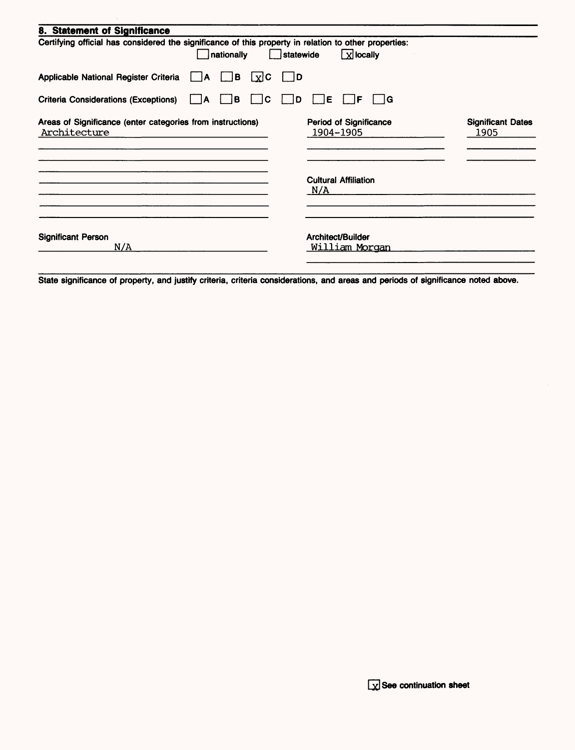## 8. Statement of Significance

Certifying official has considered the significance of this property in relation to other properties:

☐ nationally ☐ statewide ☒ locally

Applicable National Register Criteria ☐ A ☐ B ☒ C ☐ D

Criteria Considerations (Exceptions) ☐ A ☐ B ☐ C ☐ D ☐ E ☐ F ☐ G

| Areas of Significance (enter categories from instructions) | Period of Significance | Significant Dates |
|---|---|---|
| Architecture | 1904-1905 | 1905 |

**Cultural Affiliation**

N/A

**Significant Person**

N/A

**Architect/Builder**

William Morgan

State significance of property, and justify criteria, criteria considerations, and areas and periods of significance noted above.

☒ See continuation sheet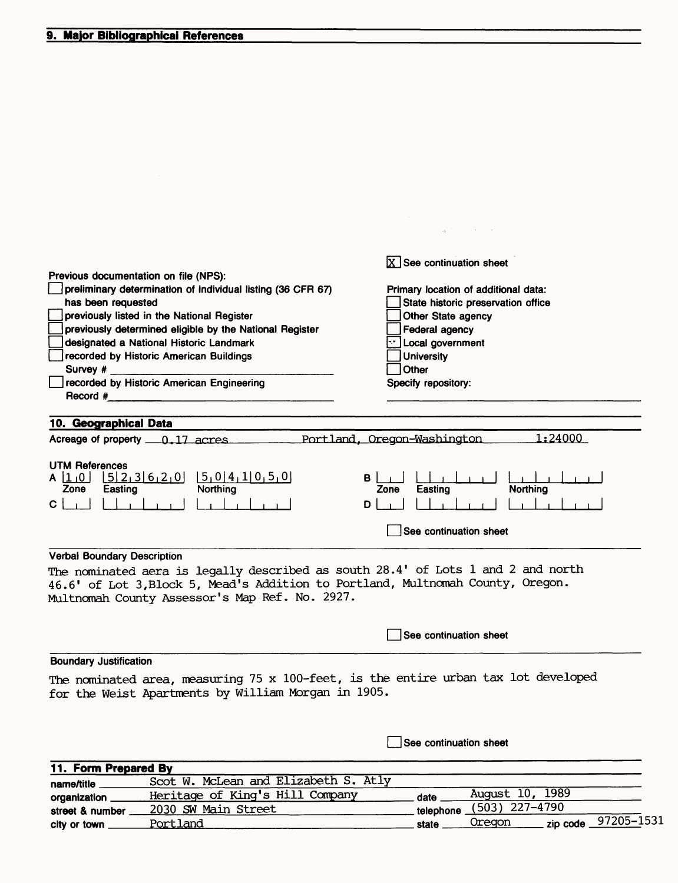## 9. Major Bibliographical References

[X] See continuation sheet

Previous documentation on file (NPS):

- [ ] preliminary determination of individual listing (36 CFR 67) has been requested
- [ ] previously listed in the National Register
- [ ] previously determined eligible by the National Register
- [ ] designated a National Historic Landmark
- [ ] recorded by Historic American Buildings Survey # ____________
- [ ] recorded by Historic American Engineering Record # ____________

Primary location of additional data:

- [ ] State historic preservation office
- [ ] Other State agency
- [ ] Federal agency
- [x] Local government
- [ ] University
- [ ] Other

Specify repository:

## 10. Geographical Data

Acreage of property 0.17 acres    Portland, Oregon-Washington    1:24000

UTM References

| | Zone | Easting | Northing |
|---|---|---|---|
| A | 1 0 | 5 2 3 6 2 0 | 5 0 4 1 0 5 0 |
| B | | | |
| C | | | |
| D | | | |

[ ] See continuation sheet

### Verbal Boundary Description

The nominated aera is legally described as south 28.4' of Lots 1 and 2 and north 46.6' of Lot 3, Block 5, Mead's Addition to Portland, Multnomah County, Oregon. Multnomah County Assessor's Map Ref. No. 2927.

[ ] See continuation sheet

### Boundary Justification

The nominated area, measuring 75 x 100-feet, is the entire urban tax lot developed for the Weist Apartments by William Morgan in 1905.

[ ] See continuation sheet

## 11. Form Prepared By

name/title: Scot W. McLean and Elizabeth S. Atly
organization: Heritage of King's Hill Company    date: August 10, 1989
street & number: 2030 SW Main Street    telephone: (503) 227-4790
city or town: Portland    state: Oregon    zip code: 97205-1531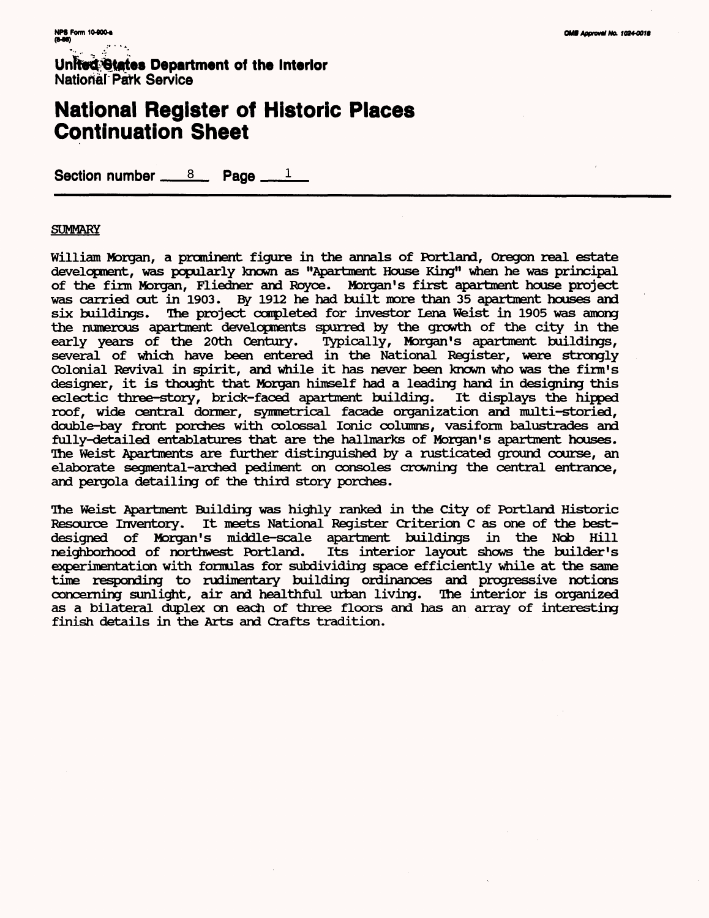NPS Form 10-900-a
(8-86)

OMB Approval No. 1024-0018

United States Department of the Interior
National Park Service

# National Register of Historic Places Continuation Sheet

Section number 8 Page 1

## SUMMARY

William Morgan, a prominent figure in the annals of Portland, Oregon real estate development, was popularly known as "Apartment House King" when he was principal of the firm Morgan, Fliedner and Royce. Morgan's first apartment house project was carried out in 1903. By 1912 he had built more than 35 apartment houses and six buildings. The project completed for investor Lena Weist in 1905 was among the numerous apartment developments spurred by the growth of the city in the early years of the 20th Century. Typically, Morgan's apartment buildings, several of which have been entered in the National Register, were strongly Colonial Revival in spirit, and while it has never been known who was the firm's designer, it is thought that Morgan himself had a leading hand in designing this eclectic three-story, brick-faced apartment building. It displays the hipped roof, wide central dormer, symmetrical facade organization and multi-storied, double-bay front porches with colossal Ionic columns, vasiform balustrades and fully-detailed entablatures that are the hallmarks of Morgan's apartment houses. The Weist Apartments are further distinguished by a rusticated ground course, an elaborate segmental-arched pediment on consoles crowning the central entrance, and pergola detailing of the third story porches.

The Weist Apartment Building was highly ranked in the City of Portland Historic Resource Inventory. It meets National Register Criterion C as one of the best-designed of Morgan's middle-scale apartment buildings in the Nob Hill neighborhood of northwest Portland. Its interior layout shows the builder's experimentation with formulas for subdividing space efficiently while at the same time responding to rudimentary building ordinances and progressive notions concerning sunlight, air and healthful urban living. The interior is organized as a bilateral duplex on each of three floors and has an array of interesting finish details in the Arts and Crafts tradition.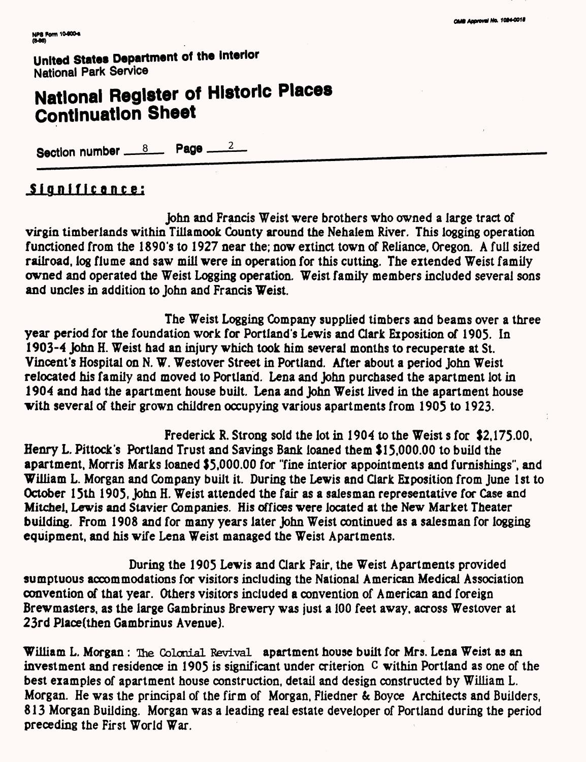**United States Department of the Interior**
National Park Service

# National Register of Historic Places Continuation Sheet

Section number 8 Page 2

## Significance:

John and Francis Weist were brothers who owned a large tract of virgin timberlands within Tillamook County around the Nehalem River. This logging operation functioned from the 1890's to 1927 near the; now extinct town of Reliance, Oregon. A full sized railroad, log flume and saw mill were in operation for this cutting. The extended Weist family owned and operated the Weist Logging operation. Weist family members included several sons and uncles in addition to John and Francis Weist.

The Weist Logging Company supplied timbers and beams over a three year period for the foundation work for Portland's Lewis and Clark Exposition of 1905. In 1903-4 John H. Weist had an injury which took him several months to recuperate at St. Vincent's Hospital on N. W. Westover Street in Portland. After about a period John Weist relocated his family and moved to Portland. Lena and John purchased the apartment lot in 1904 and had the apartment house built. Lena and John Weist lived in the apartment house with several of their grown children occupying various apartments from 1905 to 1923.

Frederick R. Strong sold the lot in 1904 to the Weist s for $2,175.00, Henry L. Pittock's Portland Trust and Savings Bank loaned them $15,000.00 to build the apartment, Morris Marks loaned $5,000.00 for "fine interior appointments and furnishings", and William L. Morgan and Company built it. During the Lewis and Clark Exposition from June 1st to October 15th 1905, John H. Weist attended the fair as a salesman representative for Case and Mitchel, Lewis and Stavier Companies. His offices were located at the New Market Theater building. From 1908 and for many years later John Weist continued as a salesman for logging equipment, and his wife Lena Weist managed the Weist Apartments.

During the 1905 Lewis and Clark Fair, the Weist Apartments provided sumptuous accommodations for visitors including the National American Medical Association convention of that year. Others visitors included a convention of American and foreign Brewmasters, as the large Gambrinus Brewery was just a 100 feet away, across Westover at 23rd Place(then Gambrinus Avenue).

William L. Morgan : The Colonial Revival apartment house built for Mrs. Lena Weist as an investment and residence in 1905 is significant under criterion C within Portland as one of the best examples of apartment house construction, detail and design constructed by William L. Morgan. He was the principal of the firm of Morgan, Fliedner & Boyce Architects and Builders, 813 Morgan Building. Morgan was a leading real estate developer of Portland during the period preceding the First World War.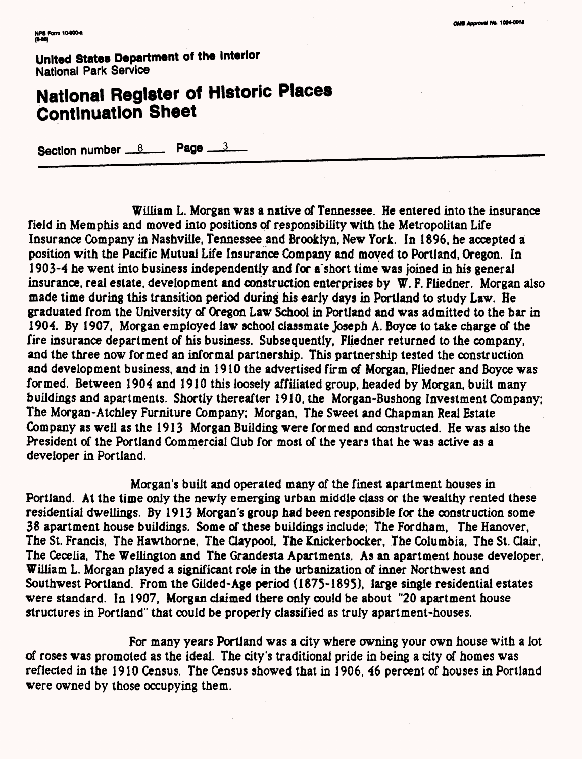United States Department of the Interior
National Park Service

# National Register of Historic Places Continuation Sheet

Section number 8 Page 3

William L. Morgan was a native of Tennessee. He entered into the insurance field in Memphis and moved into positions of responsibility with the Metropolitan Life Insurance Company in Nashville, Tennessee and Brooklyn, New York. In 1896, he accepted a position with the Pacific Mutual Life Insurance Company and moved to Portland, Oregon. In 1903-4 he went into business independently and for a short time was joined in his general insurance, real estate, development and construction enterprises by W. F. Fliedner. Morgan also made time during this transition period during his early days in Portland to study Law. He graduated from the University of Oregon Law School in Portland and was admitted to the bar in 1904. By 1907, Morgan employed law school classmate Joseph A. Boyce to take charge of the fire insurance department of his business. Subsequently, Fliedner returned to the company, and the three now formed an informal partnership. This partnership tested the construction and development business, and in 1910 the advertised firm of Morgan, Fliedner and Boyce was formed. Between 1904 and 1910 this loosely affiliated group, headed by Morgan, built many buildings and apartments. Shortly thereafter 1910, the Morgan-Bushong Investment Company; The Morgan-Atchley Furniture Company; Morgan, The Sweet and Chapman Real Estate Company as well as the 1913 Morgan Building were formed and constructed. He was also the President of the Portland Commercial Club for most of the years that he was active as a developer in Portland.

Morgan's built and operated many of the finest apartment houses in Portland. At the time only the newly emerging urban middle class or the wealthy rented these residential dwellings. By 1913 Morgan's group had been responsible for the construction some 38 apartment house buildings. Some of these buildings include; The Fordham, The Hanover, The St. Francis, The Hawthorne, The Claypool, The Knickerbocker, The Columbia, The St. Clair, The Cecelia, The Wellington and The Grandesta Apartments. As an apartment house developer, William L. Morgan played a significant role in the urbanization of inner Northwest and Southwest Portland. From the Gilded-Age period (1875-1895), large single residential estates were standard. In 1907, Morgan claimed there only could be about "20 apartment house structures in Portland" that could be properly classified as truly apartment-houses.

For many years Portland was a city where owning your own house with a lot of roses was promoted as the ideal. The city's traditional pride in being a city of homes was reflected in the 1910 Census. The Census showed that in 1906, 46 percent of houses in Portland were owned by those occupying them.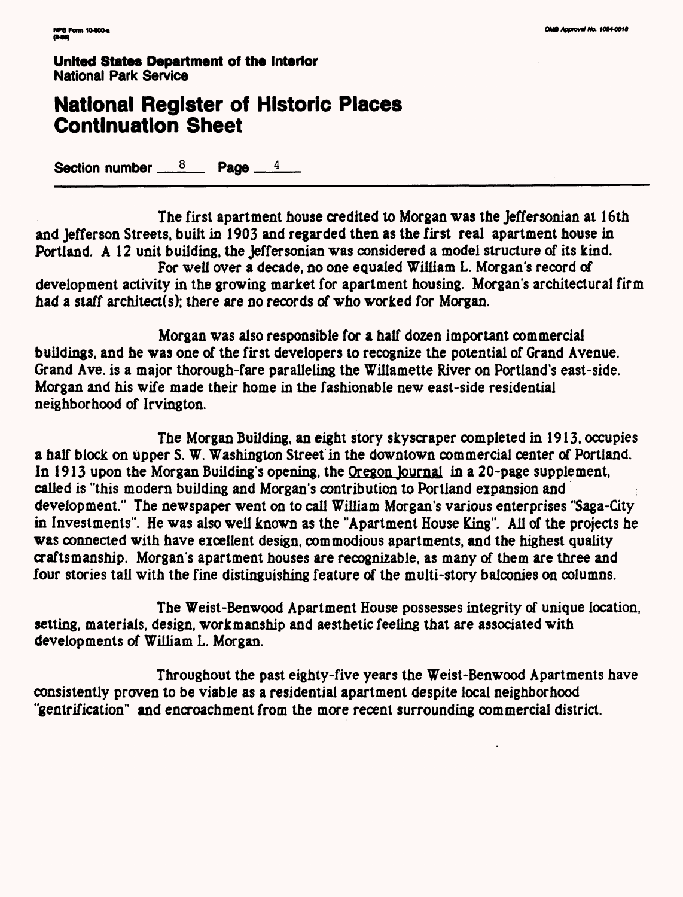United States Department of the Interior
National Park Service

# National Register of Historic Places Continuation Sheet

Section number 8 Page 4

The first apartment house credited to Morgan was the Jeffersonian at 16th and Jefferson Streets, built in 1903 and regarded then as the first real apartment house in Portland. A 12 unit building, the Jeffersonian was considered a model structure of its kind.

For well over a decade, no one equaled William L. Morgan's record of development activity in the growing market for apartment housing. Morgan's architectural firm had a staff architect(s); there are no records of who worked for Morgan.

Morgan was also responsible for a half dozen important commercial buildings, and he was one of the first developers to recognize the potential of Grand Avenue. Grand Ave. is a major thorough-fare paralleling the Willamette River on Portland's east-side. Morgan and his wife made their home in the fashionable new east-side residential neighborhood of Irvington.

The Morgan Building, an eight story skyscraper completed in 1913, occupies a half block on upper S. W. Washington Street in the downtown commercial center of Portland. In 1913 upon the Morgan Building's opening, the Oregon Journal in a 20-page supplement, called is "this modern building and Morgan's contribution to Portland expansion and development." The newspaper went on to call William Morgan's various enterprises "Saga-City in Investments". He was also well known as the "Apartment House King". All of the projects he was connected with have excellent design, commodious apartments, and the highest quality craftsmanship. Morgan's apartment houses are recognizable, as many of them are three and four stories tall with the fine distinguishing feature of the multi-story balconies on columns.

The Weist-Benwood Apartment House possesses integrity of unique location, setting, materials, design, workmanship and aesthetic feeling that are associated with developments of William L. Morgan.

Throughout the past eighty-five years the Weist-Benwood Apartments have consistently proven to be viable as a residential apartment despite local neighborhood "gentrification" and encroachment from the more recent surrounding commercial district.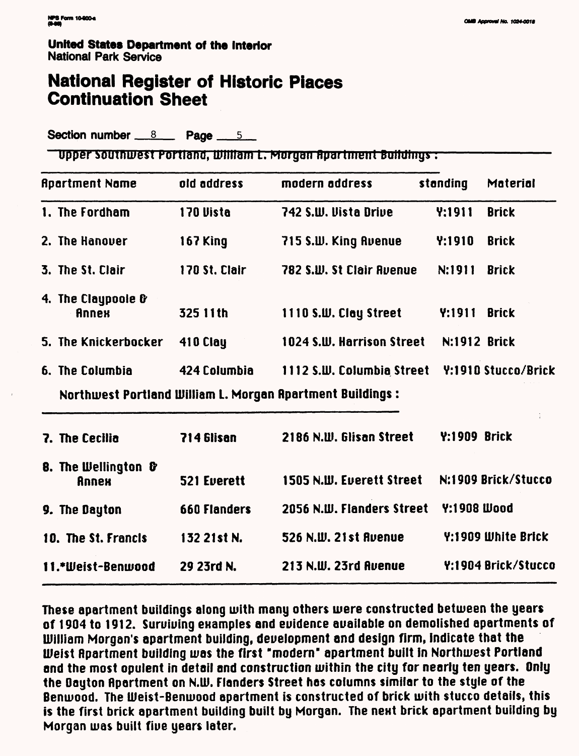Section number 8 Page 5

Upper Southwest Portland, William L. Morgan Apartment Buildings :

| Apartment Name | old address | modern address | standing | Material |
|---|---|---|---|---|
| 1. The Fordham | 170 Vista | 742 S.W. Vista Drive | Y:1911 | Brick |
| 2. The Hanover | 167 King | 715 S.W. King Avenue | Y:1910 | Brick |
| 3. The St. Clair | 170 St. Clair | 782 S.W. St Clair Avenue | N:1911 | Brick |
| 4. The Claypoole & Annex | 325 11th | 1110 S.W. Clay Street | Y:1911 | Brick |
| 5. The Knickerbocker | 410 Clay | 1024 S.W. Harrison Street | N:1912 | Brick |
| 6. The Columbia | 424 Columbia | 1112 S.W. Columbia Street | Y:1910 | Stucco/Brick |
| **Northwest Portland William L. Morgan Apartment Buildings :** | | | | |
| 7. The Cecilia | 714 Glisan | 2186 N.W. Glisan Street | Y:1909 | Brick |
| 8. The Wellington & Annex | 521 Everett | 1505 N.W. Everett Street | N:1909 | Brick/Stucco |
| 9. The Dayton | 660 Flanders | 2056 N.W. Flanders Street | Y:1908 | Wood |
| 10. The St. Francis | 132 21st N. | 526 N.W. 21st Avenue | Y:1909 | White Brick |
| 11.*Weist-Benwood | 29 23rd N. | 213 N.W. 23rd Avenue | Y:1904 | Brick/Stucco |

These apartment buildings along with many others were constructed between the years of 1904 to 1912. Surviving examples and evidence available on demolished apartments of William Morgan's apartment building, development and design firm, indicate that the Weist Apartment building was the first "modern" apartment built in Northwest Portland and the most opulent in detail and construction within the city for nearly ten years. Only the Dayton Apartment on N.W. Flanders Street has columns similar to the style of the Benwood. The Weist-Benwood apartment is constructed of brick with stucco details, this is the first brick apartment building built by Morgan. The next brick apartment building by Morgan was built five years later.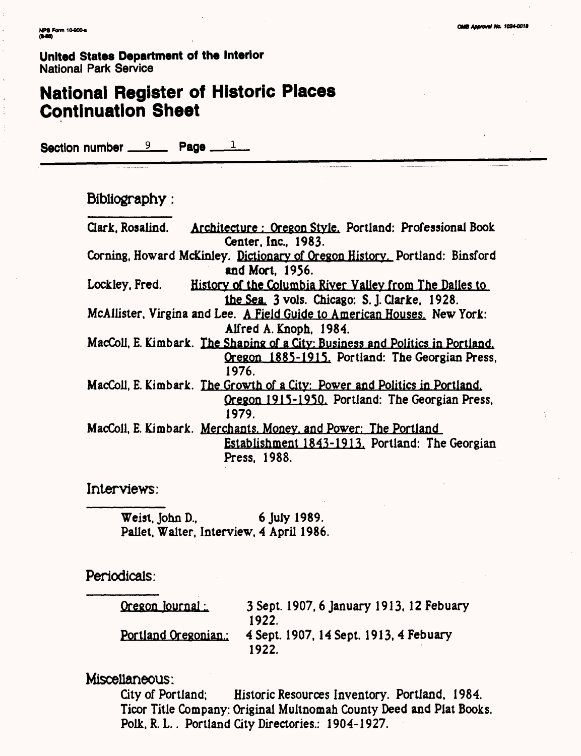United States Department of the Interior
National Park Service

# National Register of Historic Places Continuation Sheet

Section number 9 Page 1

## Bibliography:

Clark, Rosalind. Architecture : Oregon Style. Portland: Professional Book Center, Inc., 1983.

Corning, Howard McKinley. Dictionary of Oregon History. Portland: Binsford and Mort, 1956.

Lockley, Fred. History of the Columbia River Valley from The Dalles to the Sea. 3 vols. Chicago: S. J. Clarke, 1928.

McAllister, Virgina and Lee. A Field Guide to American Houses. New York: Alfred A. Knoph, 1984.

MacColl, E. Kimbark. The Shaping of a City: Business and Politics in Portland, Oregon 1885-1915. Portland: The Georgian Press, 1976.

MacColl, E. Kimbark. The Growth of a City: Power and Politics in Portland, Oregon 1915-1950. Portland: The Georgian Press, 1979.

MacColl, E. Kimbark. Merchants, Money, and Power: The Portland Establishment 1843-1913. Portland: The Georgian Press, 1988.

## Interviews:

Weist, John D., 6 July 1989.
Pallet, Walter, Interview, 4 April 1986.

## Periodicals:

Oregon Journal.: 3 Sept. 1907, 6 January 1913, 12 Febuary 1922.
Portland Oregonian.: 4 Sept. 1907, 14 Sept. 1913, 4 Febuary 1922.

## Miscellaneous:

City of Portland; Historic Resources Inventory. Portland, 1984.
Ticor Title Company: Original Multnomah County Deed and Plat Books.
Polk, R. L.. Portland City Directories.: 1904-1927.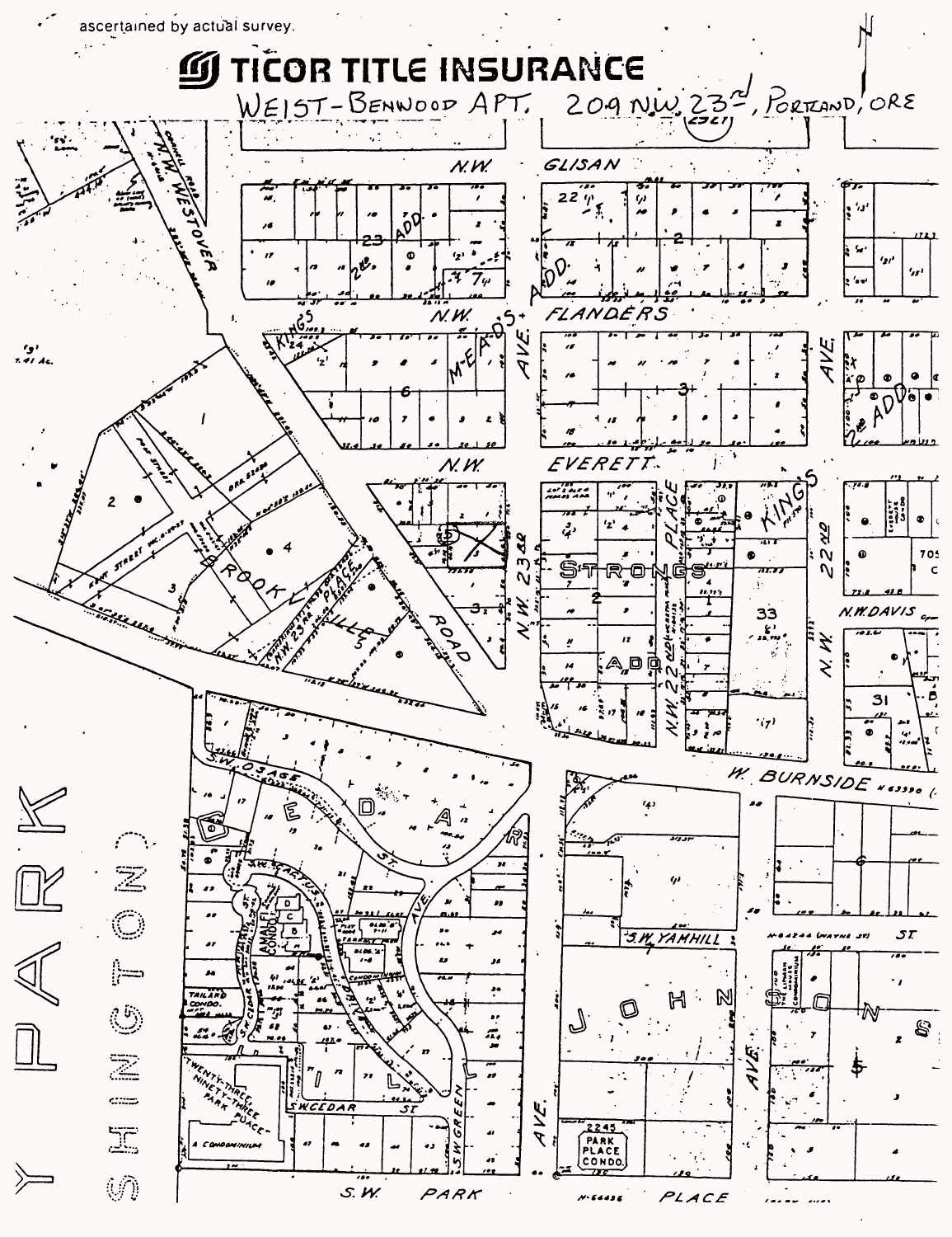ascertained by actual survey.

# TICOR TITLE INSURANCE

WEIST-BENWOOD APT. 209 N.W. 23rd, PORTLAND, ORE

N.W. GLISAN

N.W. FLANDERS

N.W. EVERETT

N.W. DAVIS

W. BURNSIDE

N.W. 23rd AVE.

N.W. 22nd PLACE

N.W. 22nd AVE.

N.W. WESTOVER

KINGS 2nd ADD.

M^CEADS ADD.

STRONGS ADD

BROOKVILLE

CEDAR HILL

JOHNSON

WASHINGTON PARK

ROAD

S.W. OSAGE ST.

S.W. YAMHILL ST.

S.W. CEDAR ST.

S.W. GREEN AVE.

S.W. PARK PLACE

AMALFI CONDO.

TAILAND CONDO.

TWENTY-THREE NINETY-THREE PARK PLACE

A CONDOMINIUM

2245 PARK PLACE CONDO.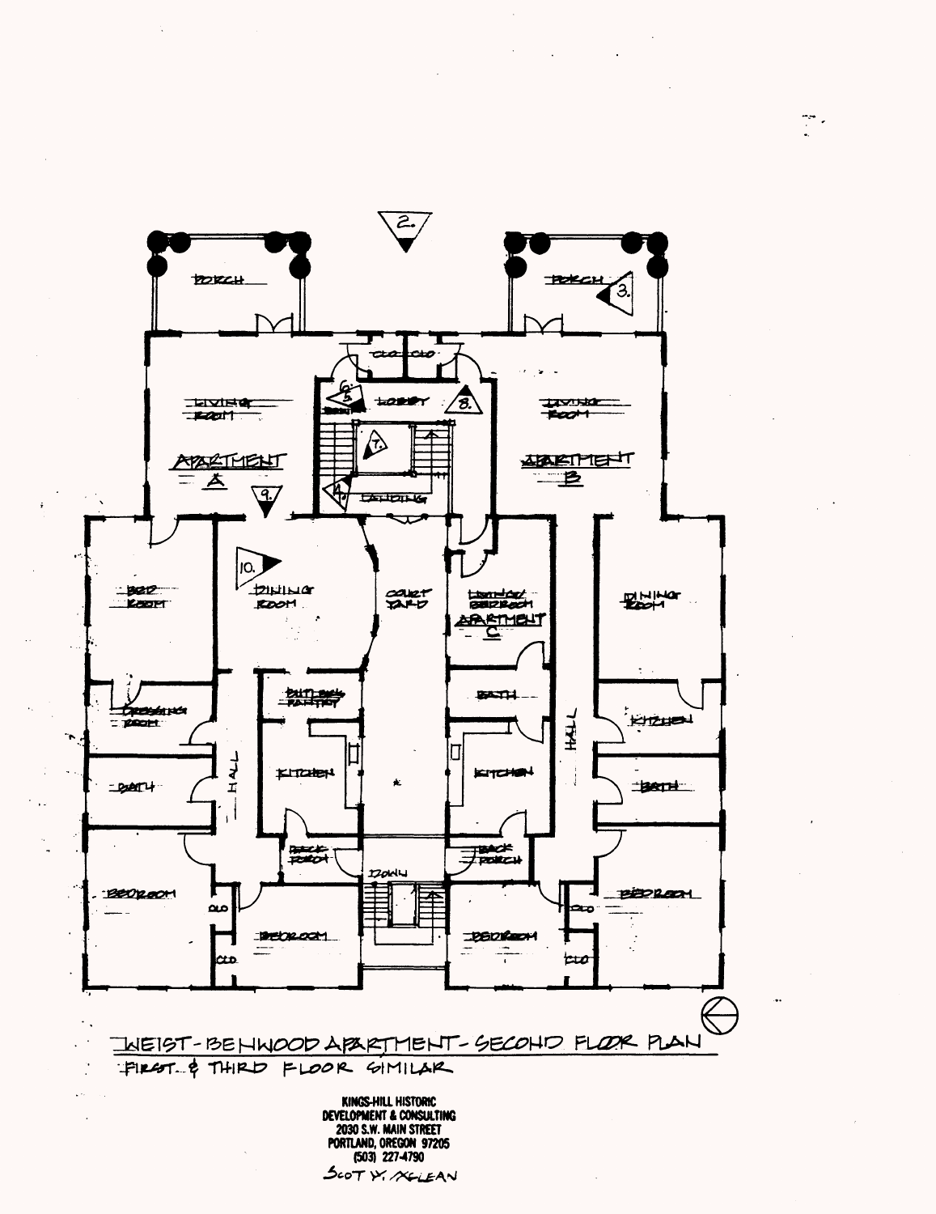PORCH

PORCH

LOBBY

LIVING ROOM

APARTMENT A

LIVING ROOM

APARTMENT B

LANDING

BED ROOM

DINING ROOM

COURT YARD

LIVING/ BEDROOM

APARTMENT C

DINING ROOM

DRESSING ROOM

BUTLERS PANTRY

BATH

HALL

KITCHEN

KITCHEN

KITCHEN

BATH

HALL

BATH

BACK PORCH

DOWN

BACK PORCH

BEDROOM

CLO

BEDROOM

BEDROOM

CLO

BEDROOM

CLO

CLO

# WEIST-BENWOOD APARTMENT - SECOND FLOOR PLAN

FIRST & THIRD FLOOR SIMILAR

**KINGS-HILL HISTORIC DEVELOPMENT & CONSULTING**
**2030 S.W. MAIN STREET**
**PORTLAND, OREGON 97205**
**(503) 227-4790**

SCOT Y. MCLEAN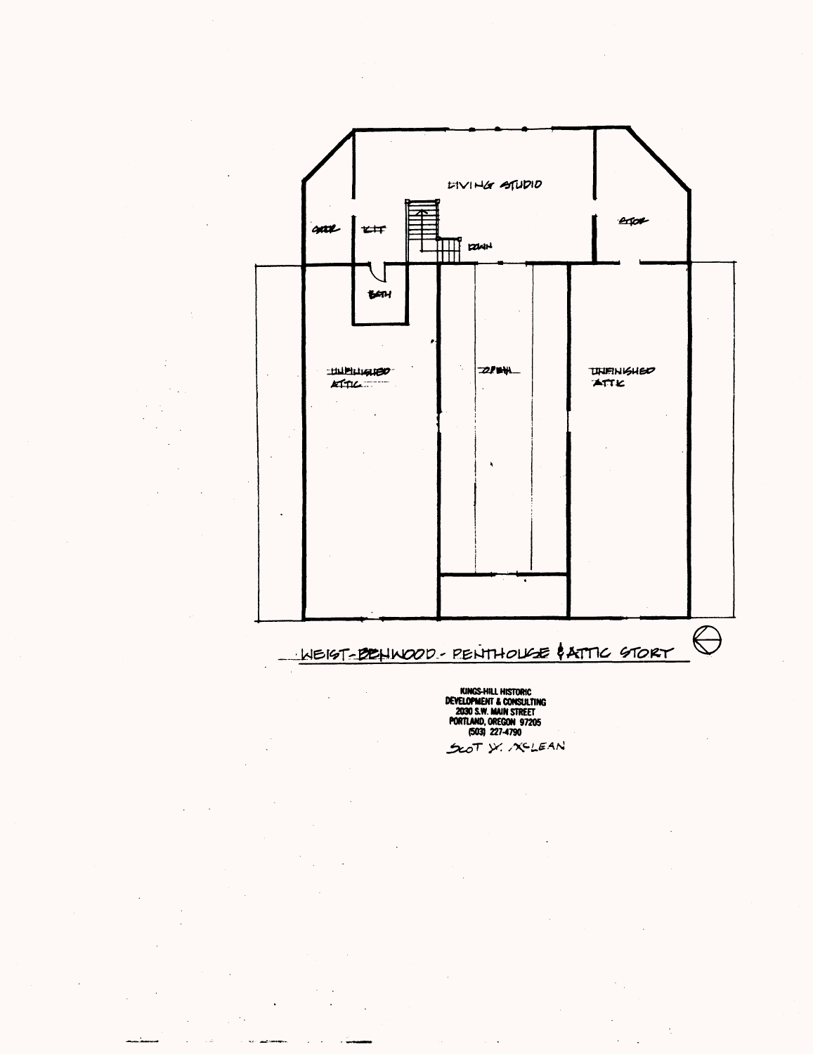LIVING STUDIO

STOR

KIT

STOR

DOWN

BATH

UNFINISHED ATTIC

OPEN

UNFINISHED ATTIC

WEIST-BENWOOD - PENTHOUSE & ATTIC STORY

KINGS-HILL HISTORIC
DEVELOPMENT & CONSULTING
2030 S.W. MAIN STREET
PORTLAND, OREGON 97205
(503) 227-4790

SCOT W. MCLEAN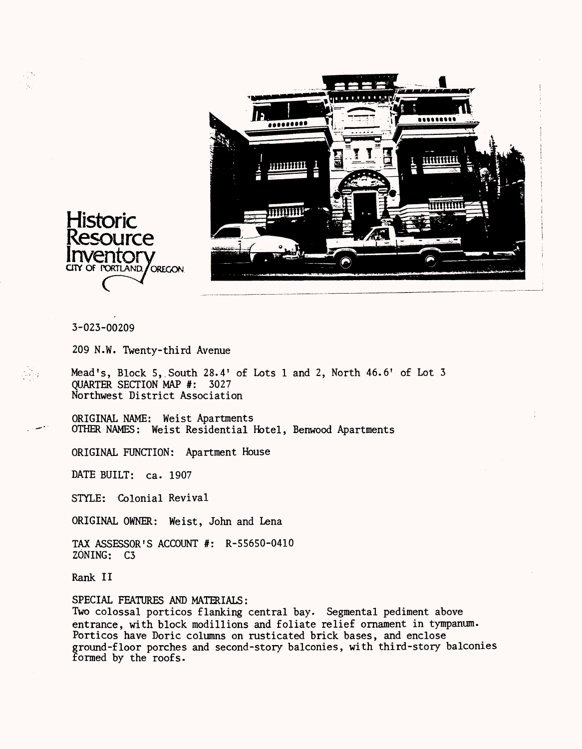**Historic Resource Inventory**
CITY OF PORTLAND, OREGON

3-023-00209

209 N.W. Twenty-third Avenue

Mead's, Block 5, South 28.4' of Lots 1 and 2, North 46.6' of Lot 3
QUARTER SECTION MAP #: 3027
Northwest District Association

ORIGINAL NAME: Weist Apartments
OTHER NAMES: Weist Residential Hotel, Benwood Apartments

ORIGINAL FUNCTION: Apartment House

DATE BUILT: ca. 1907

STYLE: Colonial Revival

ORIGINAL OWNER: Weist, John and Lena

TAX ASSESSOR'S ACCOUNT #: R-55650-0410
ZONING: C3

Rank II

SPECIAL FEATURES AND MATERIALS:
Two colossal porticos flanking central bay. Segmental pediment above entrance, with block modillions and foliate relief ornament in tympanum. Porticos have Doric columns on rusticated brick bases, and enclose ground-floor porches and second-story balconies, with third-story balconies formed by the roofs.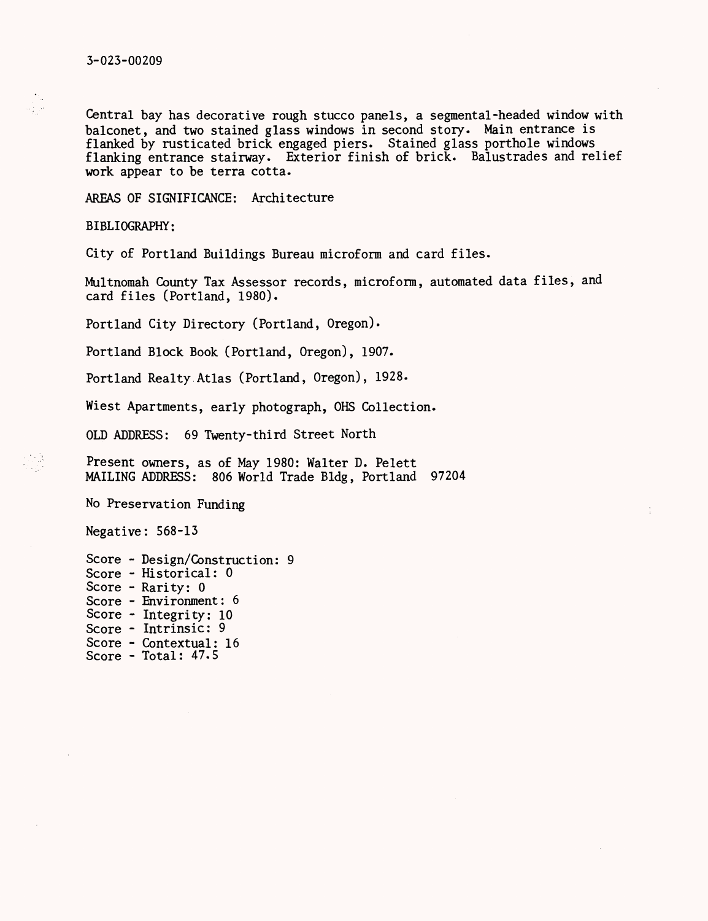3-023-00209

Central bay has decorative rough stucco panels, a segmental-headed window with balconet, and two stained glass windows in second story. Main entrance is flanked by rusticated brick engaged piers. Stained glass porthole windows flanking entrance stairway. Exterior finish of brick. Balustrades and relief work appear to be terra cotta.

AREAS OF SIGNIFICANCE: Architecture

BIBLIOGRAPHY:

City of Portland Buildings Bureau microform and card files.

Multnomah County Tax Assessor records, microform, automated data files, and card files (Portland, 1980).

Portland City Directory (Portland, Oregon).

Portland Block Book (Portland, Oregon), 1907.

Portland Realty Atlas (Portland, Oregon), 1928.

Wiest Apartments, early photograph, OHS Collection.

OLD ADDRESS: 69 Twenty-third Street North

Present owners, as of May 1980: Walter D. Pelett
MAILING ADDRESS: 806 World Trade Bldg, Portland 97204

No Preservation Funding

Negative: 568-13

Score - Design/Construction: 9
Score - Historical: 0
Score - Rarity: 0
Score - Environment: 6
Score - Integrity: 10
Score - Intrinsic: 9
Score - Contextual: 16
Score - Total: 47.5